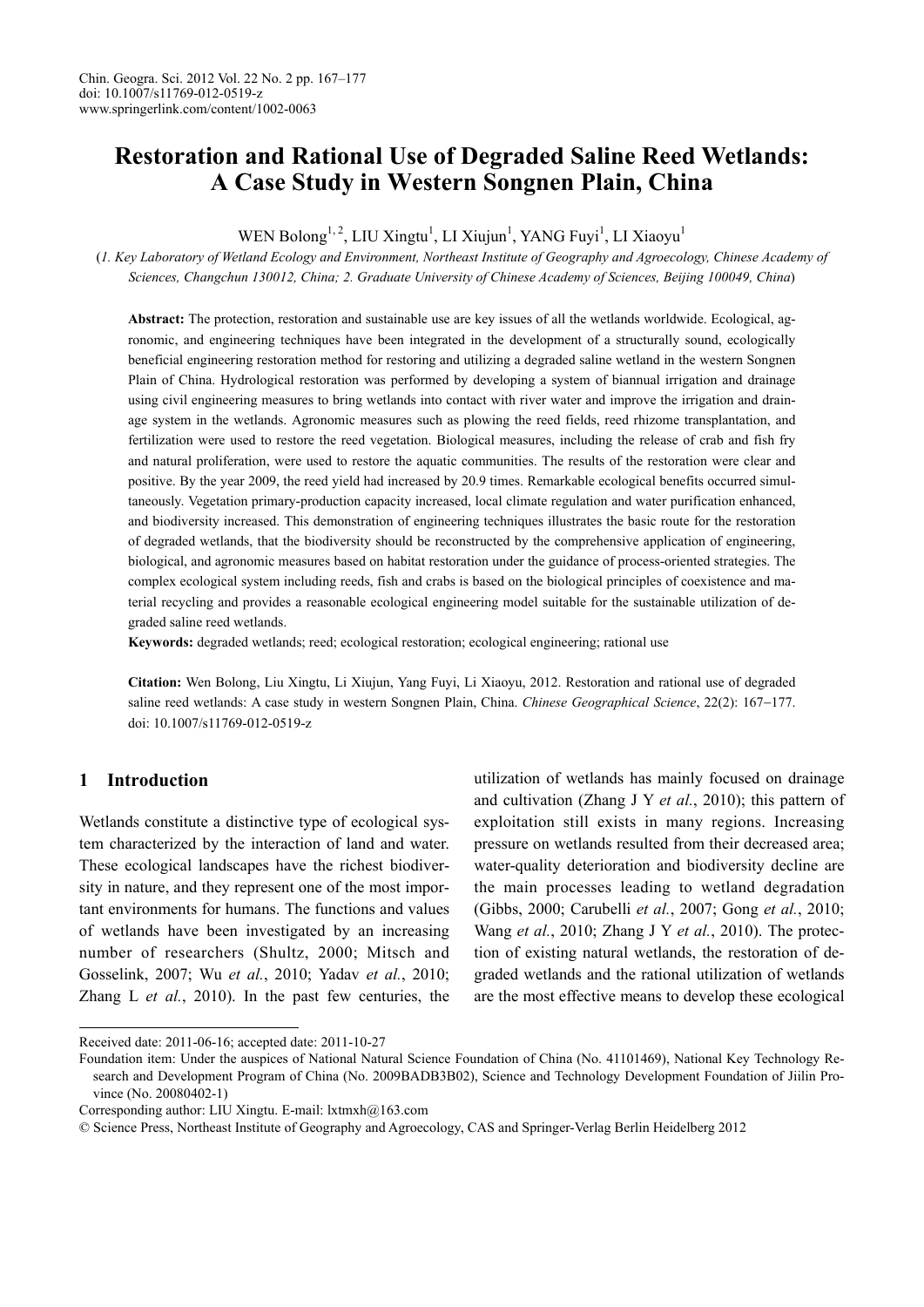# Restoration and Rational Use of Degraded Saline Reed Wetlands: A Case Study in Western Songnen Plain, China

WEN Bolong[1, 2], LIU Xingtu[1], LI Xiujun[1], YANG Fuyi[1], LI Xiaoyu[1]

(*1. Key Laboratory of Wetland Ecology and Environment, Northeast Institute of Geography and Agroecology, Chinese Academy of Sciences, Changchun 130012, China; 2. Graduate University of Chinese Academy of Sciences, Beijing 100049, China*)

**Abstract:** The protection, restoration and sustainable use are key issues of all the wetlands worldwide. Ecological, agronomic, and engineering techniques have been integrated in the development of a structurally sound, ecologically beneficial engineering restoration method for restoring and utilizing a degraded saline wetland in the western Songnen Plain of China. Hydrological restoration was performed by developing a system of biannual irrigation and drainage using civil engineering measures to bring wetlands into contact with river water and improve the irrigation and drainage system in the wetlands. Agronomic measures such as plowing the reed fields, reed rhizome transplantation, and fertilization were used to restore the reed vegetation. Biological measures, including the release of crab and fish fry and natural proliferation, were used to restore the aquatic communities. The results of the restoration were clear and positive. By the year 2009, the reed yield had increased by 20.9 times. Remarkable ecological benefits occurred simultaneously. Vegetation primary-production capacity increased, local climate regulation and water purification enhanced, and biodiversity increased. This demonstration of engineering techniques illustrates the basic route for the restoration of degraded wetlands, that the biodiversity should be reconstructed by the comprehensive application of engineering, biological, and agronomic measures based on habitat restoration under the guidance of process-oriented strategies. The complex ecological system including reeds, fish and crabs is based on the biological principles of coexistence and material recycling and provides a reasonable ecological engineering model suitable for the sustainable utilization of degraded saline reed wetlands.

**Keywords:** degraded wetlands; reed; ecological restoration; ecological engineering; rational use

**Citation:** Wen Bolong, Liu Xingtu, Li Xiujun, Yang Fuyi, Li Xiaoyu, 2012. Restoration and rational use of degraded saline reed wetlands: A case study in western Songnen Plain, China. *Chinese Geographical Science*, 22(2): 167–177. doi: 10.1007/s11769-012-0519-z

## 1 Introduction

Wetlands constitute a distinctive type of ecological system characterized by the interaction of land and water. These ecological landscapes have the richest biodiversity in nature, and they represent one of the most important environments for humans. The functions and values of wetlands have been investigated by an increasing number of researchers (Shultz, 2000; Mitsch and Gosselink, 2007; Wu *et al.*, 2010; Yadav *et al.*, 2010; Zhang L *et al.*, 2010). In the past few centuries, the utilization of wetlands has mainly focused on drainage and cultivation (Zhang J Y *et al.*, 2010); this pattern of exploitation still exists in many regions. Increasing pressure on wetlands resulted from their decreased area; water-quality deterioration and biodiversity decline are the main processes leading to wetland degradation (Gibbs, 2000; Carubelli *et al.*, 2007; Gong *et al.*, 2010; Wang *et al.*, 2010; Zhang J Y *et al.*, 2010). The protection of existing natural wetlands, the restoration of degraded wetlands and the rational utilization of wetlands are the most effective means to develop these ecological

---

Received date: 2011-06-16; accepted date: 2011-10-27

Foundation item: Under the auspices of National Natural Science Foundation of China (No. 41101469), National Key Technology Research and Development Program of China (No. 2009BADB3B02), Science and Technology Development Foundation of Jiilin Province (No. 20080402-1)

Corresponding author: LIU Xingtu. E-mail: lxtmxh@163.com

© Science Press, Northeast Institute of Geography and Agroecology, CAS and Springer-Verlag Berlin Heidelberg 2012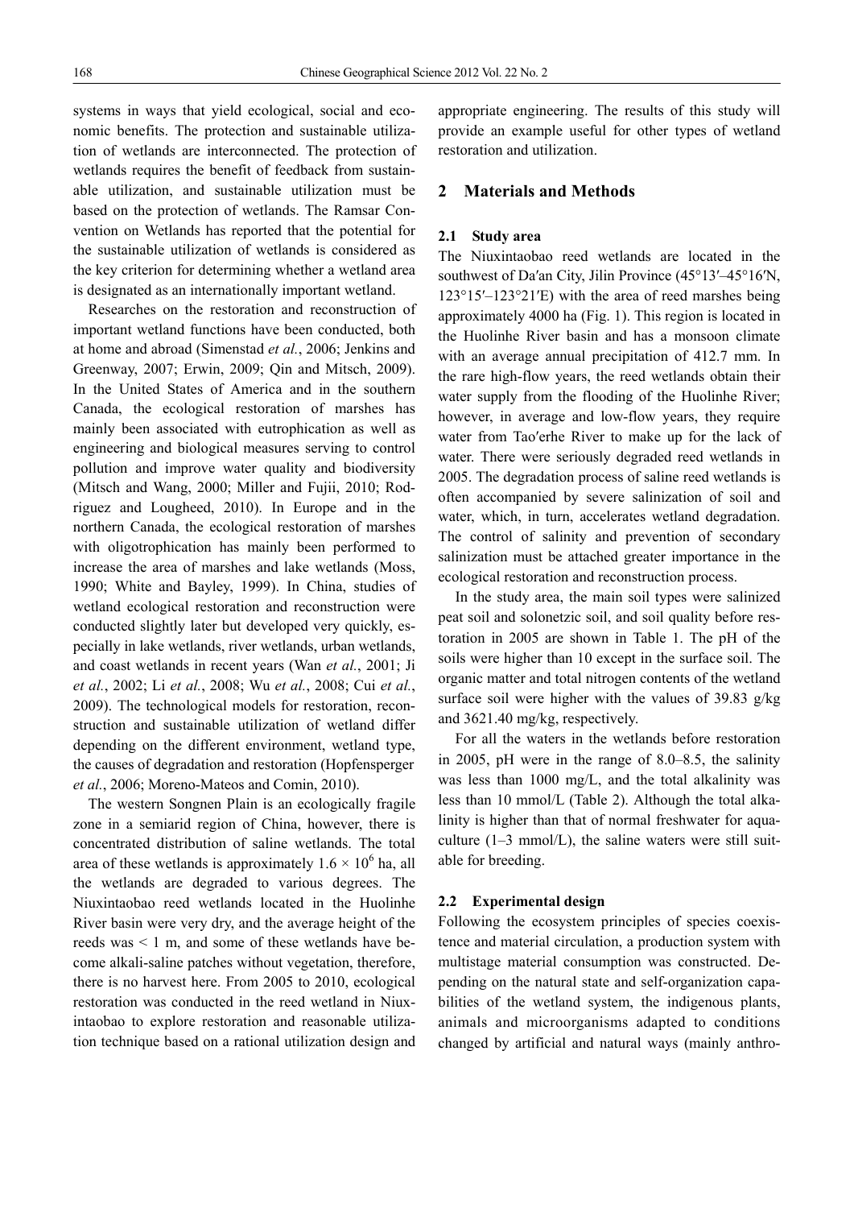systems in ways that yield ecological, social and economic benefits. The protection and sustainable utilization of wetlands are interconnected. The protection of wetlands requires the benefit of feedback from sustainable utilization, and sustainable utilization must be based on the protection of wetlands. The Ramsar Convention on Wetlands has reported that the potential for the sustainable utilization of wetlands is considered as the key criterion for determining whether a wetland area is designated as an internationally important wetland.

Researches on the restoration and reconstruction of important wetland functions have been conducted, both at home and abroad (Simenstad *et al.*, 2006; Jenkins and Greenway, 2007; Erwin, 2009; Qin and Mitsch, 2009). In the United States of America and in the southern Canada, the ecological restoration of marshes has mainly been associated with eutrophication as well as engineering and biological measures serving to control pollution and improve water quality and biodiversity (Mitsch and Wang, 2000; Miller and Fujii, 2010; Rodriguez and Lougheed, 2010). In Europe and in the northern Canada, the ecological restoration of marshes with oligotrophication has mainly been performed to increase the area of marshes and lake wetlands (Moss, 1990; White and Bayley, 1999). In China, studies of wetland ecological restoration and reconstruction were conducted slightly later but developed very quickly, especially in lake wetlands, river wetlands, urban wetlands, and coast wetlands in recent years (Wan *et al.*, 2001; Ji *et al.*, 2002; Li *et al.*, 2008; Wu *et al.*, 2008; Cui *et al.*, 2009). The technological models for restoration, reconstruction and sustainable utilization of wetland differ depending on the different environment, wetland type, the causes of degradation and restoration (Hopfensperger *et al.*, 2006; Moreno-Mateos and Comin, 2010).

The western Songnen Plain is an ecologically fragile zone in a semiarid region of China, however, there is concentrated distribution of saline wetlands. The total area of these wetlands is approximately $1.6 \times 10^6$ ha, all the wetlands are degraded to various degrees. The Niuxintaobao reed wetlands located in the Huolinhe River basin were very dry, and the average height of the reeds was < 1 m, and some of these wetlands have become alkali-saline patches without vegetation, therefore, there is no harvest here. From 2005 to 2010, ecological restoration was conducted in the reed wetland in Niuxintaobao to explore restoration and reasonable utilization technique based on a rational utilization design and appropriate engineering. The results of this study will provide an example useful for other types of wetland restoration and utilization.

## 2 Materials and Methods

### 2.1 Study area

The Niuxintaobao reed wetlands are located in the southwest of Da′an City, Jilin Province (45°13′–45°16′N, 123°15′–123°21′E) with the area of reed marshes being approximately 4000 ha (Fig. 1). This region is located in the Huolinhe River basin and has a monsoon climate with an average annual precipitation of 412.7 mm. In the rare high-flow years, the reed wetlands obtain their water supply from the flooding of the Huolinhe River; however, in average and low-flow years, they require water from Tao′erhe River to make up for the lack of water. There were seriously degraded reed wetlands in 2005. The degradation process of saline reed wetlands is often accompanied by severe salinization of soil and water, which, in turn, accelerates wetland degradation. The control of salinity and prevention of secondary salinization must be attached greater importance in the ecological restoration and reconstruction process.

In the study area, the main soil types were salinized peat soil and solonetzic soil, and soil quality before restoration in 2005 are shown in Table 1. The pH of the soils were higher than 10 except in the surface soil. The organic matter and total nitrogen contents of the wetland surface soil were higher with the values of 39.83 g/kg and 3621.40 mg/kg, respectively.

For all the waters in the wetlands before restoration in 2005, pH were in the range of 8.0–8.5, the salinity was less than 1000 mg/L, and the total alkalinity was less than 10 mmol/L (Table 2). Although the total alkalinity is higher than that of normal freshwater for aquaculture (1–3 mmol/L), the saline waters were still suitable for breeding.

### 2.2 Experimental design

Following the ecosystem principles of species coexistence and material circulation, a production system with multistage material consumption was constructed. Depending on the natural state and self-organization capabilities of the wetland system, the indigenous plants, animals and microorganisms adapted to conditions changed by artificial and natural ways (mainly anthro-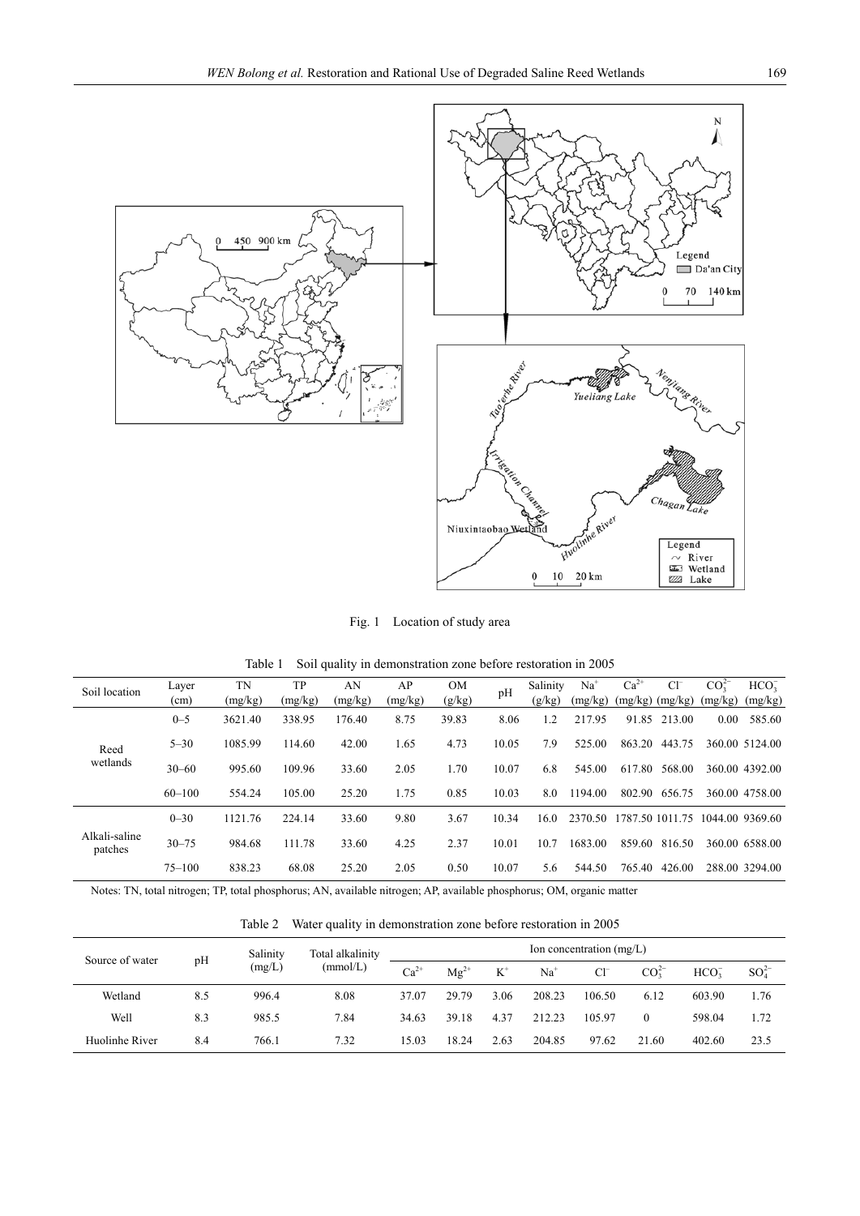Fig. 1 Location of study area

Table 1 Soil quality in demonstration zone before restoration in 2005

| Soil location | Layer (cm) | TN (mg/kg) | TP (mg/kg) | AN (mg/kg) | AP (mg/kg) | OM (g/kg) | pH | Salinity (g/kg) | $Na^+$ (mg/kg) | $Ca^{2+}$ (mg/kg) | $Cl^-$ (mg/kg) | $CO_3^{2-}$ (mg/kg) | $HCO_3^-$ (mg/kg) |
|---|---|---|---|---|---|---|---|---|---|---|---|---|---|
| Reed wetlands | 0–5 | 3621.40 | 338.95 | 176.40 | 8.75 | 39.83 | 8.06 | 1.2 | 217.95 | 91.85 | 213.00 | 0.00 | 585.60 |
| | 5–30 | 1085.99 | 114.60 | 42.00 | 1.65 | 4.73 | 10.05 | 7.9 | 525.00 | 863.20 | 443.75 | 360.00 | 5124.00 |
| | 30–60 | 995.60 | 109.96 | 33.60 | 2.05 | 1.70 | 10.07 | 6.8 | 545.00 | 617.80 | 568.00 | 360.00 | 4392.00 |
| | 60–100 | 554.24 | 105.00 | 25.20 | 1.75 | 0.85 | 10.03 | 8.0 | 1194.00 | 802.90 | 656.75 | 360.00 | 4758.00 |
| Alkali-saline patches | 0–30 | 1121.76 | 224.14 | 33.60 | 9.80 | 3.67 | 10.34 | 16.0 | 2370.50 | 1787.50 | 1011.75 | 1044.00 | 9369.60 |
| | 30–75 | 984.68 | 111.78 | 33.60 | 4.25 | 2.37 | 10.01 | 10.7 | 1683.00 | 859.60 | 816.50 | 360.00 | 6588.00 |
| | 75–100 | 838.23 | 68.08 | 25.20 | 2.05 | 0.50 | 10.07 | 5.6 | 544.50 | 765.40 | 426.00 | 288.00 | 3294.00 |

Notes: TN, total nitrogen; TP, total phosphorus; AN, available nitrogen; AP, available phosphorus; OM, organic matter

Table 2 Water quality in demonstration zone before restoration in 2005

| Source of water | pH | Salinity (mg/L) | Total alkalinity (mmol/L) | Ion concentration (mg/L) | | | | | | | |
|---|---|---|---|---|---|---|---|---|---|---|---|
| | | | | $Ca^{2+}$ | $Mg^{2+}$ | $K^+$ | $Na^+$ | $Cl^-$ | $CO_3^{2-}$ | $HCO_3^-$ | $SO_4^{2-}$ |
| Wetland | 8.5 | 996.4 | 8.08 | 37.07 | 29.79 | 3.06 | 208.23 | 106.50 | 6.12 | 603.90 | 1.76 |
| Well | 8.3 | 985.5 | 7.84 | 34.63 | 39.18 | 4.37 | 212.23 | 105.97 | 0 | 598.04 | 1.72 |
| Huolinhe River | 8.4 | 766.1 | 7.32 | 15.03 | 18.24 | 2.63 | 204.85 | 97.62 | 21.60 | 402.60 | 23.5 |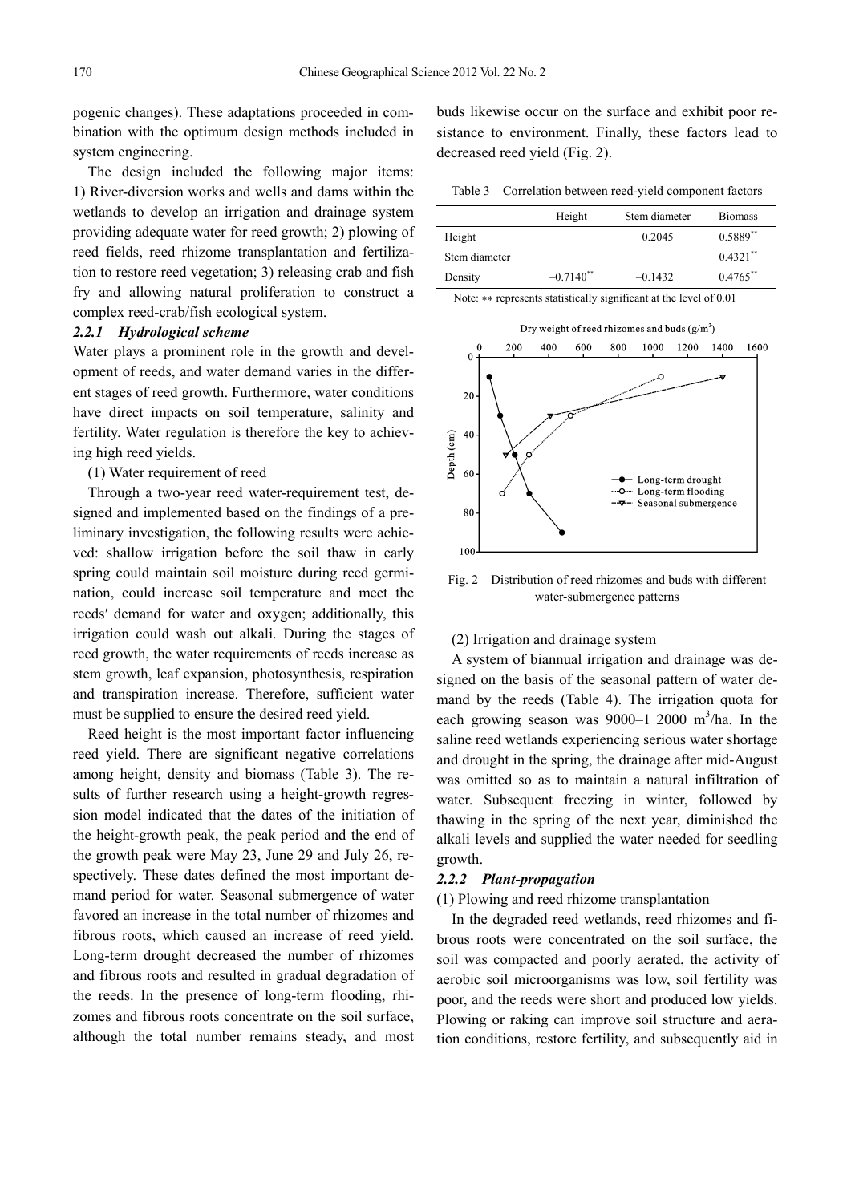pogenic changes). These adaptations proceeded in combination with the optimum design methods included in system engineering.

The design included the following major items: 1) River-diversion works and wells and dams within the wetlands to develop an irrigation and drainage system providing adequate water for reed growth; 2) plowing of reed fields, reed rhizome transplantation and fertilization to restore reed vegetation; 3) releasing crab and fish fry and allowing natural proliferation to construct a complex reed-crab/fish ecological system.

### *2.2.1 Hydrological scheme*

Water plays a prominent role in the growth and development of reeds, and water demand varies in the different stages of reed growth. Furthermore, water conditions have direct impacts on soil temperature, salinity and fertility. Water regulation is therefore the key to achieving high reed yields.

(1) Water requirement of reed

Through a two-year reed water-requirement test, designed and implemented based on the findings of a preliminary investigation, the following results were achieved: shallow irrigation before the soil thaw in early spring could maintain soil moisture during reed germination, could increase soil temperature and meet the reeds′ demand for water and oxygen; additionally, this irrigation could wash out alkali. During the stages of reed growth, the water requirements of reeds increase as stem growth, leaf expansion, photosynthesis, respiration and transpiration increase. Therefore, sufficient water must be supplied to ensure the desired reed yield.

Reed height is the most important factor influencing reed yield. There are significant negative correlations among height, density and biomass (Table 3). The results of further research using a height-growth regression model indicated that the dates of the initiation of the height-growth peak, the peak period and the end of the growth peak were May 23, June 29 and July 26, respectively. These dates defined the most important demand period for water. Seasonal submergence of water favored an increase in the total number of rhizomes and fibrous roots, which caused an increase of reed yield. Long-term drought decreased the number of rhizomes and fibrous roots and resulted in gradual degradation of the reeds. In the presence of long-term flooding, rhizomes and fibrous roots concentrate on the soil surface, although the total number remains steady, and most buds likewise occur on the surface and exhibit poor resistance to environment. Finally, these factors lead to decreased reed yield (Fig. 2).

Table 3 Correlation between reed-yield component factors

| | Height | Stem diameter | Biomass |
|---|---|---|---|
| Height | | 0.2045 | 0.5889** |
| Stem diameter | | | 0.4321** |
| Density | −0.7140** | −0.1432 | 0.4765** |

Note: ** represents statistically significant at the level of 0.01

Fig. 2 Distribution of reed rhizomes and buds with different water-submergence patterns

(2) Irrigation and drainage system

A system of biannual irrigation and drainage was designed on the basis of the seasonal pattern of water demand by the reeds (Table 4). The irrigation quota for each growing season was 9000–1 2000 $m^3$/ha. In the saline reed wetlands experiencing serious water shortage and drought in the spring, the drainage after mid-August was omitted so as to maintain a natural infiltration of water. Subsequent freezing in winter, followed by thawing in the spring of the next year, diminished the alkali levels and supplied the water needed for seedling growth.

### *2.2.2 Plant-propagation*

(1) Plowing and reed rhizome transplantation

In the degraded reed wetlands, reed rhizomes and fibrous roots were concentrated on the soil surface, the soil was compacted and poorly aerated, the activity of aerobic soil microorganisms was low, soil fertility was poor, and the reeds were short and produced low yields. Plowing or raking can improve soil structure and aeration conditions, restore fertility, and subsequently aid in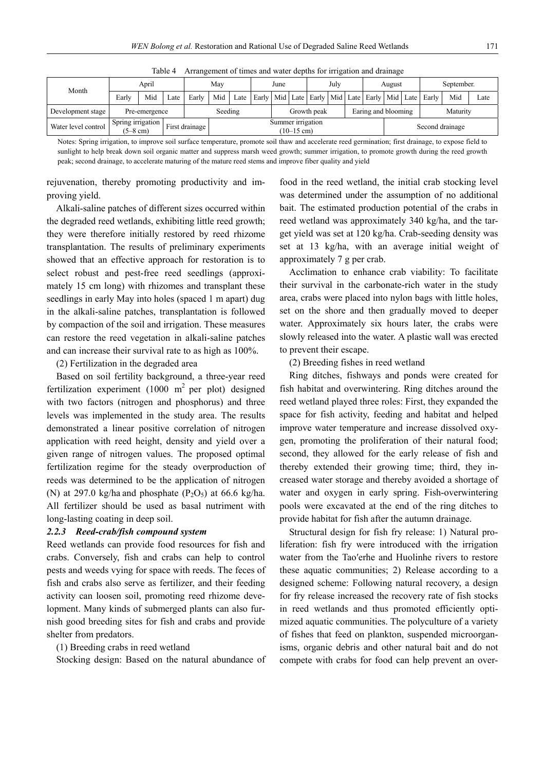Table 4 Arrangement of times and water depths for irrigation and drainage

| Month | April | | | May | | | June | | | July | | | August | | | September. | | |
|---|---|---|---|---|---|---|---|---|---|---|---|---|---|---|---|---|---|---|
| | Early | Mid | Late | Early | Mid | Late | Early | Mid | Late | Early | Mid | Late | Early | Mid | Late | Early | Mid | Late |
| Development stage | Pre-emergence | | | Seeding | | | Growth peak | | | | | | Earing and blooming | | | Maturity | | |
| Water level control | Spring irrigation (5–8 cm) | | First drainage | | Summer irrigation (10–15 cm) | | | | | | | | | Second drainage | | | | |

Notes: Spring irrigation, to improve soil surface temperature, promote soil thaw and accelerate reed germination; first drainage, to expose field to sunlight to help break down soil organic matter and suppress marsh weed growth; summer irrigation, to promote growth during the reed growth peak; second drainage, to accelerate maturing of the mature reed stems and improve fiber quality and yield

rejuvenation, thereby promoting productivity and improving yield.

Alkali-saline patches of different sizes occurred within the degraded reed wetlands, exhibiting little reed growth; they were therefore initially restored by reed rhizome transplantation. The results of preliminary experiments showed that an effective approach for restoration is to select robust and pest-free reed seedlings (approximately 15 cm long) with rhizomes and transplant these seedlings in early May into holes (spaced 1 m apart) dug in the alkali-saline patches, transplantation is followed by compaction of the soil and irrigation. These measures can restore the reed vegetation in alkali-saline patches and can increase their survival rate to as high as 100%.

(2) Fertilization in the degraded area

Based on soil fertility background, a three-year reed fertilization experiment (1000 $m^2$ per plot) designed with two factors (nitrogen and phosphorus) and three levels was implemented in the study area. The results demonstrated a linear positive correlation of nitrogen application with reed height, density and yield over a given range of nitrogen values. The proposed optimal fertilization regime for the steady overproduction of reeds was determined to be the application of nitrogen (N) at 297.0 kg/ha and phosphate ($P_2O_5$) at 66.6 kg/ha. All fertilizer should be used as basal nutriment with long-lasting coating in deep soil.

### *2.2.3 Reed-crab/fish compound system*

Reed wetlands can provide food resources for fish and crabs. Conversely, fish and crabs can help to control pests and weeds vying for space with reeds. The feces of fish and crabs also serve as fertilizer, and their feeding activity can loosen soil, promoting reed rhizome development. Many kinds of submerged plants can also furnish good breeding sites for fish and crabs and provide shelter from predators.

(1) Breeding crabs in reed wetland

Stocking design: Based on the natural abundance of food in the reed wetland, the initial crab stocking level was determined under the assumption of no additional bait. The estimated production potential of the crabs in reed wetland was approximately 340 kg/ha, and the target yield was set at 120 kg/ha. Crab-seeding density was set at 13 kg/ha, with an average initial weight of approximately 7 g per crab.

Acclimation to enhance crab viability: To facilitate their survival in the carbonate-rich water in the study area, crabs were placed into nylon bags with little holes, set on the shore and then gradually moved to deeper water. Approximately six hours later, the crabs were slowly released into the water. A plastic wall was erected to prevent their escape.

(2) Breeding fishes in reed wetland

Ring ditches, fishways and ponds were created for fish habitat and overwintering. Ring ditches around the reed wetland played three roles: First, they expanded the space for fish activity, feeding and habitat and helped improve water temperature and increase dissolved oxygen, promoting the proliferation of their natural food; second, they allowed for the early release of fish and thereby extended their growing time; third, they increased water storage and thereby avoided a shortage of water and oxygen in early spring. Fish-overwintering pools were excavated at the end of the ring ditches to provide habitat for fish after the autumn drainage.

Structural design for fish fry release: 1) Natural proliferation: fish fry were introduced with the irrigation water from the Tao′erhe and Huolinhe rivers to restore these aquatic communities; 2) Release according to a designed scheme: Following natural recovery, a design for fry release increased the recovery rate of fish stocks in reed wetlands and thus promoted efficiently optimized aquatic communities. The polyculture of a variety of fishes that feed on plankton, suspended microorganisms, organic debris and other natural bait and do not compete with crabs for food can help prevent an over-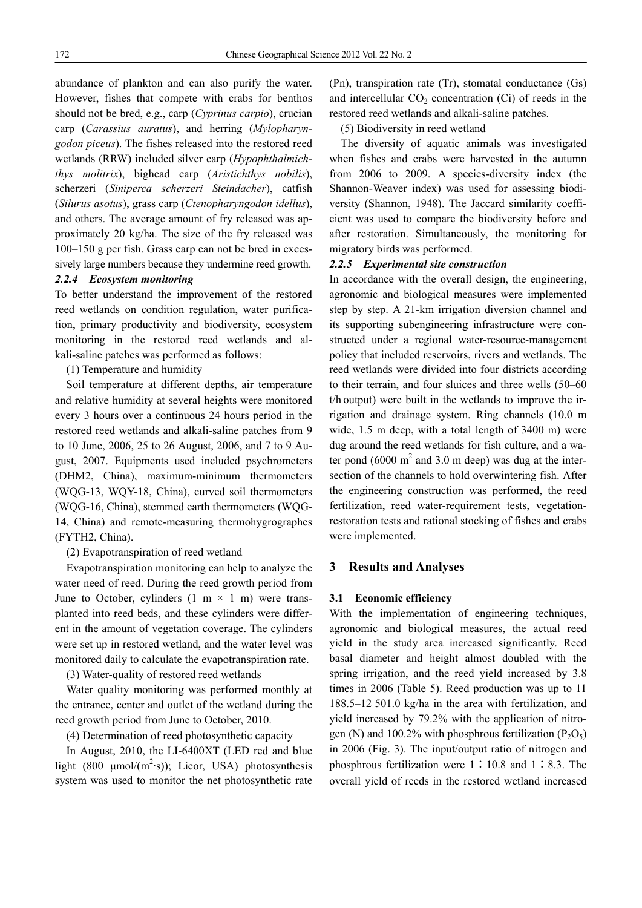abundance of plankton and can also purify the water. However, fishes that compete with crabs for benthos should not be bred, e.g., carp (*Cyprinus carpio*), crucian carp (*Carassius auratus*), and herring (*Mylopharyngodon piceus*). The fishes released into the restored reed wetlands (RRW) included silver carp (*Hypophthalmichthys molitrix*), bighead carp (*Aristichthys nobilis*), scherzeri (*Siniperca scherzeri Steindacher*), catfish (*Silurus asotus*), grass carp (*Ctenopharyngodon idellus*), and others. The average amount of fry released was approximately 20 kg/ha. The size of the fry released was 100–150 g per fish. Grass carp can not be bred in excessively large numbers because they undermine reed growth.

#### 2.2.4 Ecosystem monitoring

To better understand the improvement of the restored reed wetlands on condition regulation, water purification, primary productivity and biodiversity, ecosystem monitoring in the restored reed wetlands and alkali-saline patches was performed as follows:

(1) Temperature and humidity

Soil temperature at different depths, air temperature and relative humidity at several heights were monitored every 3 hours over a continuous 24 hours period in the restored reed wetlands and alkali-saline patches from 9 to 10 June, 2006, 25 to 26 August, 2006, and 7 to 9 August, 2007. Equipments used included psychrometers (DHM2, China), maximum-minimum thermometers (WQG-13, WQY-18, China), curved soil thermometers (WQG-16, China), stemmed earth thermometers (WQG-14, China) and remote-measuring thermohygrographes (FYTH2, China).

(2) Evapotranspiration of reed wetland

Evapotranspiration monitoring can help to analyze the water need of reed. During the reed growth period from June to October, cylinders (1 m × 1 m) were transplanted into reed beds, and these cylinders were different in the amount of vegetation coverage. The cylinders were set up in restored wetland, and the water level was monitored daily to calculate the evapotranspiration rate.

(3) Water-quality of restored reed wetlands

Water quality monitoring was performed monthly at the entrance, center and outlet of the wetland during the reed growth period from June to October, 2010.

(4) Determination of reed photosynthetic capacity

In August, 2010, the LI-6400XT (LED red and blue light (800 μmol/($m^2$·s)); Licor, USA) photosynthesis system was used to monitor the net photosynthetic rate (Pn), transpiration rate (Tr), stomatal conductance (Gs) and intercellular $CO_2$ concentration (Ci) of reeds in the restored reed wetlands and alkali-saline patches.

(5) Biodiversity in reed wetland

The diversity of aquatic animals was investigated when fishes and crabs were harvested in the autumn from 2006 to 2009. A species-diversity index (the Shannon-Weaver index) was used for assessing biodiversity (Shannon, 1948). The Jaccard similarity coefficient was used to compare the biodiversity before and after restoration. Simultaneously, the monitoring for migratory birds was performed.

#### 2.2.5 Experimental site construction

In accordance with the overall design, the engineering, agronomic and biological measures were implemented step by step. A 21-km irrigation diversion channel and its supporting subengineering infrastructure were constructed under a regional water-resource-management policy that included reservoirs, rivers and wetlands. The reed wetlands were divided into four districts according to their terrain, and four sluices and three wells (50–60 t/h output) were built in the wetlands to improve the irrigation and drainage system. Ring channels (10.0 m wide, 1.5 m deep, with a total length of 3400 m) were dug around the reed wetlands for fish culture, and a water pond (6000 $m^2$ and 3.0 m deep) was dug at the intersection of the channels to hold overwintering fish. After the engineering construction was performed, the reed fertilization, reed water-requirement tests, vegetation-restoration tests and rational stocking of fishes and crabs were implemented.

## 3 Results and Analyses

### 3.1 Economic efficiency

With the implementation of engineering techniques, agronomic and biological measures, the actual reed yield in the study area increased significantly. Reed basal diameter and height almost doubled with the spring irrigation, and the reed yield increased by 3.8 times in 2006 (Table 5). Reed production was up to 11 188.5–12 501.0 kg/ha in the area with fertilization, and yield increased by 79.2% with the application of nitrogen (N) and 100.2% with phosphrous fertilization ($P_2O_5$) in 2006 (Fig. 3). The input/output ratio of nitrogen and phosphrous fertilization were 1∶10.8 and 1∶8.3. The overall yield of reeds in the restored wetland increased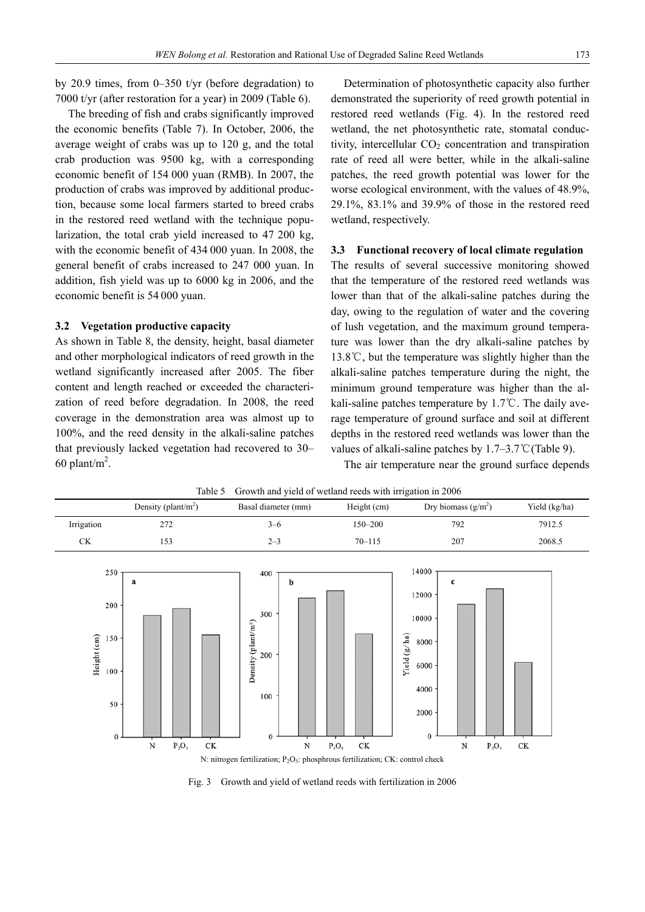by 20.9 times, from 0–350 t/yr (before degradation) to 7000 t/yr (after restoration for a year) in 2009 (Table 6).

The breeding of fish and crabs significantly improved the economic benefits (Table 7). In October, 2006, the average weight of crabs was up to 120 g, and the total crab production was 9500 kg, with a corresponding economic benefit of 154 000 yuan (RMB). In 2007, the production of crabs was improved by additional production, because some local farmers started to breed crabs in the restored reed wetland with the technique popularization, the total crab yield increased to 47 200 kg, with the economic benefit of 434 000 yuan. In 2008, the general benefit of crabs increased to 247 000 yuan. In addition, fish yield was up to 6000 kg in 2006, and the economic benefit is 54 000 yuan.

### 3.2 Vegetation productive capacity

As shown in Table 8, the density, height, basal diameter and other morphological indicators of reed growth in the wetland significantly increased after 2005. The fiber content and length reached or exceeded the characterization of reed before degradation. In 2008, the reed coverage in the demonstration area was almost up to 100%, and the reed density in the alkali-saline patches that previously lacked vegetation had recovered to 30–60 plant/m$^2$.

Determination of photosynthetic capacity also further demonstrated the superiority of reed growth potential in restored reed wetlands (Fig. 4). In the restored reed wetland, the net photosynthetic rate, stomatal conductivity, intercellular $CO_2$ concentration and transpiration rate of reed all were better, while in the alkali-saline patches, the reed growth potential was lower for the worse ecological environment, with the values of 48.9%, 29.1%, 83.1% and 39.9% of those in the restored reed wetland, respectively.

### 3.3 Functional recovery of local climate regulation

The results of several successive monitoring showed that the temperature of the restored reed wetlands was lower than that of the alkali-saline patches during the day, owing to the regulation of water and the covering of lush vegetation, and the maximum ground temperature was lower than the dry alkali-saline patches by 13.8℃, but the temperature was slightly higher than the alkali-saline patches temperature during the night, the minimum ground temperature was higher than the alkali-saline patches temperature by 1.7℃. The daily average temperature of ground surface and soil at different depths in the restored reed wetlands was lower than the values of alkali-saline patches by 1.7–3.7℃(Table 9).

The air temperature near the ground surface depends

Table 5 Growth and yield of wetland reeds with irrigation in 2006

| | Density (plant/m$^2$) | Basal diameter (mm) | Height (cm) | Dry biomass (g/m$^2$) | Yield (kg/ha) |
|---|---|---|---|---|---|
| Irrigation | 272 | 3–6 | 150–200 | 792 | 7912.5 |
| CK | 153 | 2–3 | 70–115 | 207 | 2068.5 |

N: nitrogen fertilization; $P_2O_5$: phosphrous fertilization; CK: control check

Fig. 3 Growth and yield of wetland reeds with fertilization in 2006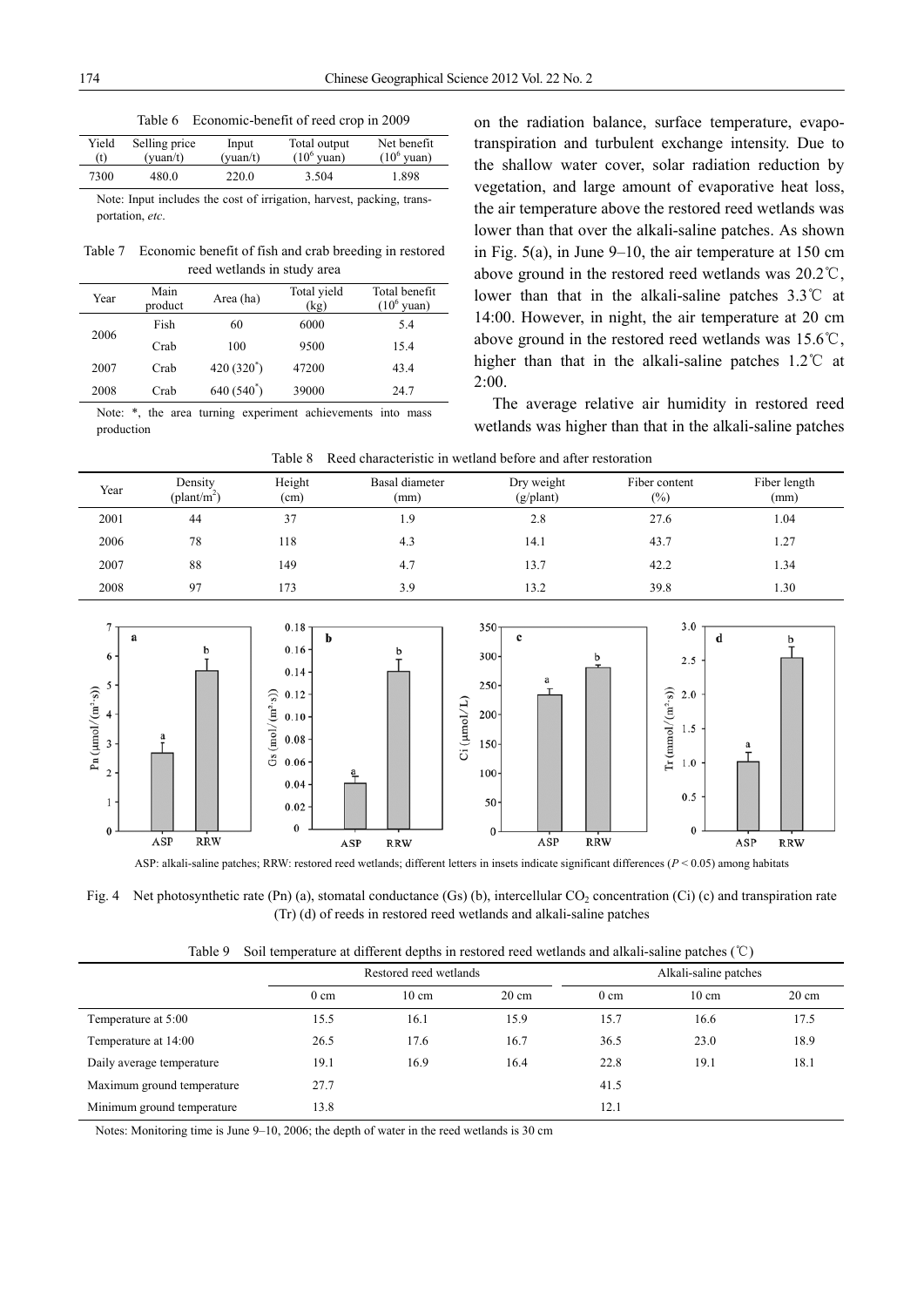Table 6 Economic-benefit of reed crop in 2009

| Yield (t) | Selling price (yuan/t) | Input (yuan/t) | Total output ($10^6$ yuan) | Net benefit ($10^6$ yuan) |
|---|---|---|---|---|
| 7300 | 480.0 | 220.0 | 3.504 | 1.898 |

Note: Input includes the cost of irrigation, harvest, packing, transportation, *etc*.

Table 7 Economic benefit of fish and crab breeding in restored reed wetlands in study area

| Year | Main product | Area (ha) | Total yield (kg) | Total benefit ($10^6$ yuan) |
|---|---|---|---|---|
| 2006 | Fish | 60 | 6000 | 5.4 |
| | Crab | 100 | 9500 | 15.4 |
| 2007 | Crab | 420 (320*) | 47200 | 43.4 |
| 2008 | Crab | 640 (540*) | 39000 | 24.7 |

Note: *, the area turning experiment achievements into mass production

on the radiation balance, surface temperature, evapotranspiration and turbulent exchange intensity. Due to the shallow water cover, solar radiation reduction by vegetation, and large amount of evaporative heat loss, the air temperature above the restored reed wetlands was lower than that over the alkali-saline patches. As shown in Fig. 5(a), in June 9–10, the air temperature at 150 cm above ground in the restored reed wetlands was 20.2℃, lower than that in the alkali-saline patches 3.3℃ at 14:00. However, in night, the air temperature at 20 cm above ground in the restored reed wetlands was 15.6℃, higher than that in the alkali-saline patches 1.2℃ at 2:00.

The average relative air humidity in restored reed wetlands was higher than that in the alkali-saline patches

Table 8 Reed characteristic in wetland before and after restoration

| Year | Density (plant/m$^2$) | Height (cm) | Basal diameter (mm) | Dry weight (g/plant) | Fiber content (%) | Fiber length (mm) |
|---|---|---|---|---|---|---|
| 2001 | 44 | 37 | 1.9 | 2.8 | 27.6 | 1.04 |
| 2006 | 78 | 118 | 4.3 | 14.1 | 43.7 | 1.27 |
| 2007 | 88 | 149 | 4.7 | 13.7 | 42.2 | 1.34 |
| 2008 | 97 | 173 | 3.9 | 13.2 | 39.8 | 1.30 |

ASP: alkali-saline patches; RRW: restored reed wetlands; different letters in insets indicate significant differences ($P < 0.05$) among habitats

Fig. 4 Net photosynthetic rate (Pn) (a), stomatal conductance (Gs) (b), intercellular $CO_2$ concentration (Ci) (c) and transpiration rate (Tr) (d) of reeds in restored reed wetlands and alkali-saline patches

Table 9 Soil temperature at different depths in restored reed wetlands and alkali-saline patches (℃)

| | Restored reed wetlands | | | Alkali-saline patches | | |
|---|---|---|---|---|---|---|
| | 0 cm | 10 cm | 20 cm | 0 cm | 10 cm | 20 cm |
| Temperature at 5:00 | 15.5 | 16.1 | 15.9 | 15.7 | 16.6 | 17.5 |
| Temperature at 14:00 | 26.5 | 17.6 | 16.7 | 36.5 | 23.0 | 18.9 |
| Daily average temperature | 19.1 | 16.9 | 16.4 | 22.8 | 19.1 | 18.1 |
| Maximum ground temperature | 27.7 | | | 41.5 | | |
| Minimum ground temperature | 13.8 | | | 12.1 | | |

Notes: Monitoring time is June 9–10, 2006; the depth of water in the reed wetlands is 30 cm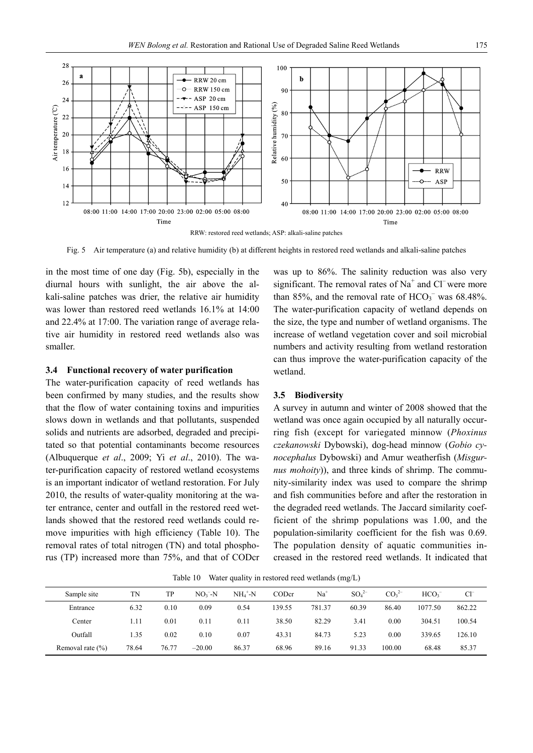RRW: restored reed wetlands; ASP: alkali-saline patches

Fig. 5 Air temperature (a) and relative humidity (b) at different heights in restored reed wetlands and alkali-saline patches

in the most time of one day (Fig. 5b), especially in the diurnal hours with sunlight, the air above the alkali-saline patches was drier, the relative air humidity was lower than restored reed wetlands 16.1% at 14:00 and 22.4% at 17:00. The variation range of average relative air humidity in restored reed wetlands also was smaller.

### 3.4 Functional recovery of water purification

The water-purification capacity of reed wetlands has been confirmed by many studies, and the results show that the flow of water containing toxins and impurities slows down in wetlands and that pollutants, suspended solids and nutrients are adsorbed, degraded and precipitated so that potential contaminants become resources (Albuquerque *et al*., 2009; Yi *et al*., 2010). The water-purification capacity of restored wetland ecosystems is an important indicator of wetland restoration. For July 2010, the results of water-quality monitoring at the water entrance, center and outfall in the restored reed wetlands showed that the restored reed wetlands could remove impurities with high efficiency (Table 10). The removal rates of total nitrogen (TN) and total phosphorus (TP) increased more than 75%, and that of CODcr was up to 86%. The salinity reduction was also very significant. The removal rates of $Na^+$ and $Cl^-$ were more than 85%, and the removal rate of $HCO_3^-$ was 68.48%. The water-purification capacity of wetland depends on the size, the type and number of wetland organisms. The increase of wetland vegetation cover and soil microbial numbers and activity resulting from wetland restoration can thus improve the water-purification capacity of the wetland.

### 3.5 Biodiversity

A survey in autumn and winter of 2008 showed that the wetland was once again occupied by all naturally occurring fish (except for variegated minnow (*Phoxinus czekanowski* Dybowski), dog-head minnow (*Gobio cynocephalus* Dybowski) and Amur weatherfish (*Misgurnus mohoity*)), and three kinds of shrimp. The community-similarity index was used to compare the shrimp and fish communities before and after the restoration in the degraded reed wetlands. The Jaccard similarity coefficient of the shrimp populations was 1.00, and the population-similarity coefficient for the fish was 0.69. The population density of aquatic communities increased in the restored reed wetlands. It indicated that

Table 10 Water quality in restored reed wetlands (mg/L)

| Sample site | TN | TP | $NO_3^-$-N | $NH_4^+$-N | CODcr | $Na^+$ | $SO_4^{2-}$ | $CO_3^{2-}$ | $HCO_3^-$ | $Cl^-$ |
|---|---|---|---|---|---|---|---|---|---|---|
| Entrance | 6.32 | 0.10 | 0.09 | 0.54 | 139.55 | 781.37 | 60.39 | 86.40 | 1077.50 | 862.22 |
| Center | 1.11 | 0.01 | 0.11 | 0.11 | 38.50 | 82.29 | 3.41 | 0.00 | 304.51 | 100.54 |
| Outfall | 1.35 | 0.02 | 0.10 | 0.07 | 43.31 | 84.73 | 5.23 | 0.00 | 339.65 | 126.10 |
| Removal rate (%) | 78.64 | 76.77 | –20.00 | 86.37 | 68.96 | 89.16 | 91.33 | 100.00 | 68.48 | 85.37 |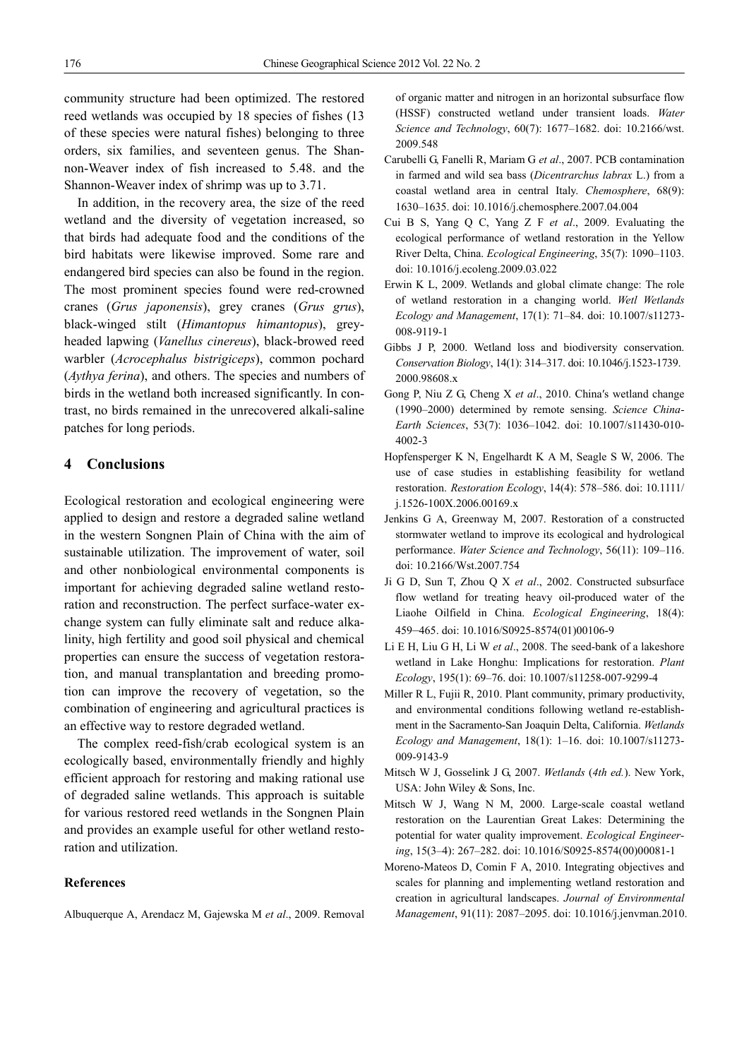community structure had been optimized. The restored reed wetlands was occupied by 18 species of fishes (13 of these species were natural fishes) belonging to three orders, six families, and seventeen genus. The Shannon-Weaver index of fish increased to 5.48. and the Shannon-Weaver index of shrimp was up to 3.71.

In addition, in the recovery area, the size of the reed wetland and the diversity of vegetation increased, so that birds had adequate food and the conditions of the bird habitats were likewise improved. Some rare and endangered bird species can also be found in the region. The most prominent species found were red-crowned cranes (*Grus japonensis*), grey cranes (*Grus grus*), black-winged stilt (*Himantopus himantopus*), grey-headed lapwing (*Vanellus cinereus*), black-browed reed warbler (*Acrocephalus bistrigiceps*), common pochard (*Aythya ferina*), and others. The species and numbers of birds in the wetland both increased significantly. In contrast, no birds remained in the unrecovered alkali-saline patches for long periods.

## 4 Conclusions

Ecological restoration and ecological engineering were applied to design and restore a degraded saline wetland in the western Songnen Plain of China with the aim of sustainable utilization. The improvement of water, soil and other nonbiological environmental components is important for achieving degraded saline wetland restoration and reconstruction. The perfect surface-water exchange system can fully eliminate salt and reduce alkalinity, high fertility and good soil physical and chemical properties can ensure the success of vegetation restoration, and manual transplantation and breeding promotion can improve the recovery of vegetation, so the combination of engineering and agricultural practices is an effective way to restore degraded wetland.

The complex reed-fish/crab ecological system is an ecologically based, environmentally friendly and highly efficient approach for restoring and making rational use of degraded saline wetlands. This approach is suitable for various restored reed wetlands in the Songnen Plain and provides an example useful for other wetland restoration and utilization.

### References

Albuquerque A, Arendacz M, Gajewska M *et al*., 2009. Removal of organic matter and nitrogen in an horizontal subsurface flow (HSSF) constructed wetland under transient loads. *Water Science and Technology*, 60(7): 1677–1682. doi: 10.2166/wst.2009.548

Carubelli G, Fanelli R, Mariam G *et al*., 2007. PCB contamination in farmed and wild sea bass (*Dicentrarchus labrax* L.) from a coastal wetland area in central Italy. *Chemosphere*, 68(9): 1630–1635. doi: 10.1016/j.chemosphere.2007.04.004

Cui B S, Yang Q C, Yang Z F *et al*., 2009. Evaluating the ecological performance of wetland restoration in the Yellow River Delta, China. *Ecological Engineering*, 35(7): 1090–1103. doi: 10.1016/j.ecoleng.2009.03.022

Erwin K L, 2009. Wetlands and global climate change: The role of wetland restoration in a changing world. *Wetl Wetlands Ecology and Management*, 17(1): 71–84. doi: 10.1007/s11273-008-9119-1

Gibbs J P, 2000. Wetland loss and biodiversity conservation. *Conservation Biology*, 14(1): 314–317. doi: 10.1046/j.1523-1739.2000.98608.x

Gong P, Niu Z G, Cheng X *et al*., 2010. China's wetland change (1990–2000) determined by remote sensing. *Science China-Earth Sciences*, 53(7): 1036–1042. doi: 10.1007/s11430-010-4002-3

Hopfensperger K N, Engelhardt K A M, Seagle S W, 2006. The use of case studies in establishing feasibility for wetland restoration. *Restoration Ecology*, 14(4): 578–586. doi: 10.1111/j.1526-100X.2006.00169.x

Jenkins G A, Greenway M, 2007. Restoration of a constructed stormwater wetland to improve its ecological and hydrological performance. *Water Science and Technology*, 56(11): 109–116. doi: 10.2166/Wst.2007.754

Ji G D, Sun T, Zhou Q X *et al*., 2002. Constructed subsurface flow wetland for treating heavy oil-produced water of the Liaohe Oilfield in China. *Ecological Engineering*, 18(4): 459–465. doi: 10.1016/S0925-8574(01)00106-9

Li E H, Liu G H, Li W *et al*., 2008. The seed-bank of a lakeshore wetland in Lake Honghu: Implications for restoration. *Plant Ecology*, 195(1): 69–76. doi: 10.1007/s11258-007-9299-4

Miller R L, Fujii R, 2010. Plant community, primary productivity, and environmental conditions following wetland re-establishment in the Sacramento-San Joaquin Delta, California. *Wetlands Ecology and Management*, 18(1): 1–16. doi: 10.1007/s11273-009-9143-9

Mitsch W J, Gosselink J G, 2007. *Wetlands* (*4th ed.*). New York, USA: John Wiley & Sons, Inc.

Mitsch W J, Wang N M, 2000. Large-scale coastal wetland restoration on the Laurentian Great Lakes: Determining the potential for water quality improvement. *Ecological Engineering*, 15(3–4): 267–282. doi: 10.1016/S0925-8574(00)00081-1

Moreno-Mateos D, Comin F A, 2010. Integrating objectives and scales for planning and implementing wetland restoration and creation in agricultural landscapes. *Journal of Environmental Management*, 91(11): 2087–2095. doi: 10.1016/j.jenvman.2010.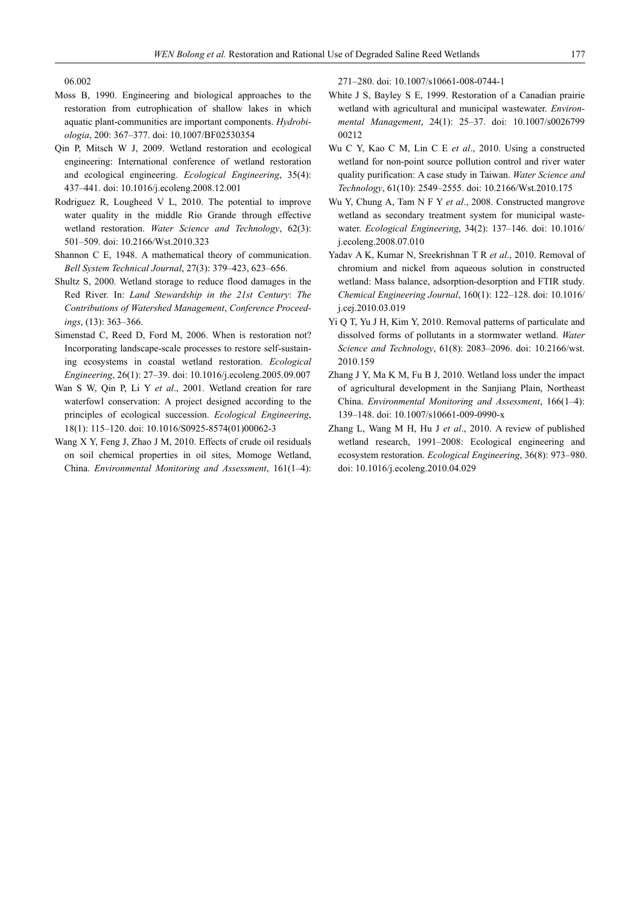06.002

Moss B, 1990. Engineering and biological approaches to the restoration from eutrophication of shallow lakes in which aquatic plant-communities are important components. *Hydrobiologia*, 200: 367–377. doi: 10.1007/BF02530354

Qin P, Mitsch W J, 2009. Wetland restoration and ecological engineering: International conference of wetland restoration and ecological engineering. *Ecological Engineering*, 35(4): 437–441. doi: 10.1016/j.ecoleng.2008.12.001

Rodriguez R, Lougheed V L, 2010. The potential to improve water quality in the middle Rio Grande through effective wetland restoration. *Water Science and Technology*, 62(3): 501–509. doi: 10.2166/Wst.2010.323

Shannon C E, 1948. A mathematical theory of communication. *Bell System Technical Journal*, 27(3): 379–423, 623–656.

Shultz S, 2000. Wetland storage to reduce flood damages in the Red River. In: *Land Stewardship in the 21st Century*: *The Contributions of Watershed Management*, *Conference Proceedings*, (13): 363–366.

Simenstad C, Reed D, Ford M, 2006. When is restoration not? Incorporating landscape-scale processes to restore self-sustaining ecosystems in coastal wetland restoration. *Ecological Engineering*, 26(1): 27–39. doi: 10.1016/j.ecoleng.2005.09.007

Wan S W, Qin P, Li Y *et al*., 2001. Wetland creation for rare waterfowl conservation: A project designed according to the principles of ecological succession. *Ecological Engineering*, 18(1): 115–120. doi: 10.1016/S0925-8574(01)00062-3

Wang X Y, Feng J, Zhao J M, 2010. Effects of crude oil residuals on soil chemical properties in oil sites, Momoge Wetland, China. *Environmental Monitoring and Assessment*, 161(1–4): 271–280. doi: 10.1007/s10661-008-0744-1

White J S, Bayley S E, 1999. Restoration of a Canadian prairie wetland with agricultural and municipal wastewater. *Environmental Management*, 24(1): 25–37. doi: 10.1007/s002679900212

Wu C Y, Kao C M, Lin C E *et al*., 2010. Using a constructed wetland for non-point source pollution control and river water quality purification: A case study in Taiwan. *Water Science and Technology*, 61(10): 2549–2555. doi: 10.2166/Wst.2010.175

Wu Y, Chung A, Tam N F Y *et al*., 2008. Constructed mangrove wetland as secondary treatment system for municipal wastewater. *Ecological Engineering*, 34(2): 137–146. doi: 10.1016/j.ecoleng.2008.07.010

Yadav A K, Kumar N, Sreekrishnan T R *et al*., 2010. Removal of chromium and nickel from aqueous solution in constructed wetland: Mass balance, adsorption-desorption and FTIR study. *Chemical Engineering Journal*, 160(1): 122–128. doi: 10.1016/j.cej.2010.03.019

Yi Q T, Yu J H, Kim Y, 2010. Removal patterns of particulate and dissolved forms of pollutants in a stormwater wetland. *Water Science and Technology*, 61(8): 2083–2096. doi: 10.2166/wst.2010.159

Zhang J Y, Ma K M, Fu B J, 2010. Wetland loss under the impact of agricultural development in the Sanjiang Plain, Northeast China. *Environmental Monitoring and Assessment*, 166(1–4): 139–148. doi: 10.1007/s10661-009-0990-x

Zhang L, Wang M H, Hu J *et al*., 2010. A review of published wetland research, 1991–2008: Ecological engineering and ecosystem restoration. *Ecological Engineering*, 36(8): 973–980. doi: 10.1016/j.ecoleng.2010.04.029